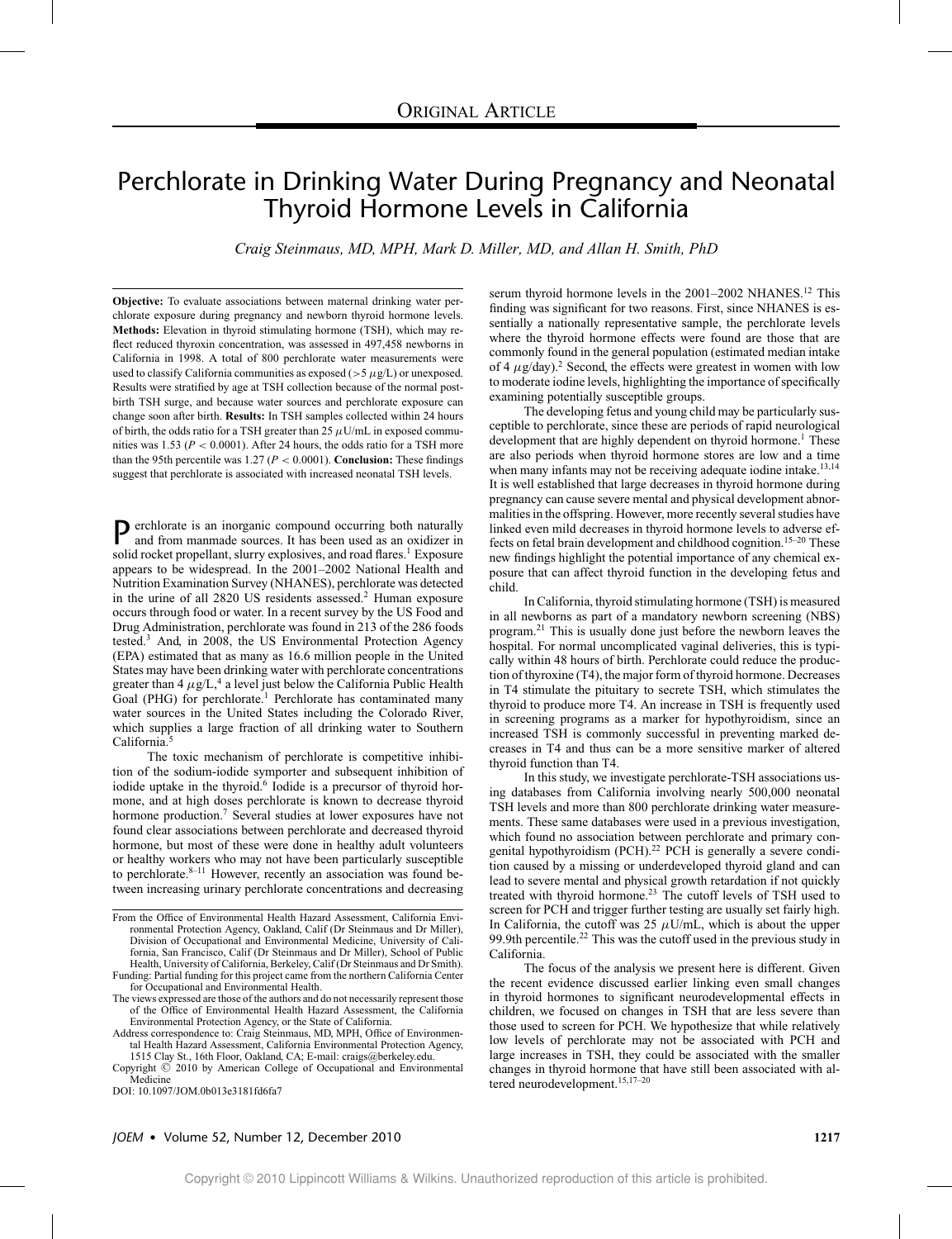ORIGINAL ARTICLE

# Perchlorate in Drinking Water During Pregnancy and Neonatal Thyroid Hormone Levels in California

*Craig Steinmaus, MD, MPH, Mark D. Miller, MD, and Allan H. Smith, PhD*

**Objective:** To evaluate associations between maternal drinking water perchlorate exposure during pregnancy and newborn thyroid hormone levels. **Methods:** Elevation in thyroid stimulating hormone (TSH), which may reflect reduced thyroxin concentration, was assessed in 497,458 newborns in California in 1998. A total of 800 perchlorate water measurements were used to classify California communities as exposed (>5 $\mu$g/L) or unexposed. Results were stratified by age at TSH collection because of the normal postbirth TSH surge, and because water sources and perchlorate exposure can change soon after birth. **Results:** In TSH samples collected within 24 hours of birth, the odds ratio for a TSH greater than 25 $\mu$U/mL in exposed communities was 1.53 ($P < 0.0001$). After 24 hours, the odds ratio for a TSH more than the 95th percentile was 1.27 ($P < 0.0001$). **Conclusion:** These findings suggest that perchlorate is associated with increased neonatal TSH levels.

Perchlorate is an inorganic compound occurring both naturally and from manmade sources. It has been used as an oxidizer in solid rocket propellant, slurry explosives, and road flares.[1] Exposure appears to be widespread. In the 2001–2002 National Health and Nutrition Examination Survey (NHANES), perchlorate was detected in the urine of all 2820 US residents assessed.[2] Human exposure occurs through food or water. In a recent survey by the US Food and Drug Administration, perchlorate was found in 213 of the 286 foods tested.[3] And, in 2008, the US Environmental Protection Agency (EPA) estimated that as many as 16.6 million people in the United States may have been drinking water with perchlorate concentrations greater than 4 $\mu$g/L,[4] a level just below the California Public Health Goal (PHG) for perchlorate.[1] Perchlorate has contaminated many water sources in the United States including the Colorado River, which supplies a large fraction of all drinking water to Southern California.[5]

The toxic mechanism of perchlorate is competitive inhibition of the sodium-iodide symporter and subsequent inhibition of iodide uptake in the thyroid.[6] Iodide is a precursor of thyroid hormone, and at high doses perchlorate is known to decrease thyroid hormone production.[7] Several studies at lower exposures have not found clear associations between perchlorate and decreased thyroid hormone, but most of these were done in healthy adult volunteers or healthy workers who may not have been particularly susceptible to perchlorate.[8–11] However, recently an association was found between increasing urinary perchlorate concentrations and decreasing serum thyroid hormone levels in the 2001–2002 NHANES.[12] This finding was significant for two reasons. First, since NHANES is essentially a nationally representative sample, the perchlorate levels where the thyroid hormone effects were found are those that are commonly found in the general population (estimated median intake of 4 $\mu$g/day).[2] Second, the effects were greatest in women with low to moderate iodine levels, highlighting the importance of specifically examining potentially susceptible groups.

The developing fetus and young child may be particularly susceptible to perchlorate, since these are periods of rapid neurological development that are highly dependent on thyroid hormone.[1] These are also periods when thyroid hormone stores are low and a time when many infants may not be receiving adequate iodine intake.[13,14] It is well established that large decreases in thyroid hormone during pregnancy can cause severe mental and physical development abnormalities in the offspring. However, more recently several studies have linked even mild decreases in thyroid hormone levels to adverse effects on fetal brain development and childhood cognition.[15–20] These new findings highlight the potential importance of any chemical exposure that can affect thyroid function in the developing fetus and child.

In California, thyroid stimulating hormone (TSH) is measured in all newborns as part of a mandatory newborn screening (NBS) program.[21] This is usually done just before the newborn leaves the hospital. For normal uncomplicated vaginal deliveries, this is typically within 48 hours of birth. Perchlorate could reduce the production of thyroxine (T4), the major form of thyroid hormone. Decreases in T4 stimulate the pituitary to secrete TSH, which stimulates the thyroid to produce more T4. An increase in TSH is frequently used in screening programs as a marker for hypothyroidism, since an increased TSH is commonly successful in preventing marked decreases in T4 and thus can be a more sensitive marker of altered thyroid function than T4.

In this study, we investigate perchlorate-TSH associations using databases from California involving nearly 500,000 neonatal TSH levels and more than 800 perchlorate drinking water measurements. These same databases were used in a previous investigation, which found no association between perchlorate and primary congenital hypothyroidism (PCH).[22] PCH is generally a severe condition caused by a missing or underdeveloped thyroid gland and can lead to severe mental and physical growth retardation if not quickly treated with thyroid hormone.[23] The cutoff levels of TSH used to screen for PCH and trigger further testing are usually set fairly high. In California, the cutoff was 25 $\mu$U/mL, which is about the upper 99.9th percentile.[22] This was the cutoff used in the previous study in California.

The focus of the analysis we present here is different. Given the recent evidence discussed earlier linking even small changes in thyroid hormones to significant neurodevelopmental effects in children, we focused on changes in TSH that are less severe than those used to screen for PCH. We hypothesize that while relatively low levels of perchlorate may not be associated with PCH and large increases in TSH, they could be associated with the smaller changes in thyroid hormone that have still been associated with altered neurodevelopment.[15,17–20]

From the Office of Environmental Health Hazard Assessment, California Environmental Protection Agency, Oakland, Calif (Dr Steinmaus and Dr Miller), Division of Occupational and Environmental Medicine, University of California, San Francisco, Calif (Dr Steinmaus and Dr Miller), School of Public Health, University of California, Berkeley, Calif (Dr Steinmaus and Dr Smith).

Funding: Partial funding for this project came from the northern California Center for Occupational and Environmental Health.

The views expressed are those of the authors and do not necessarily represent those of the Office of Environmental Health Hazard Assessment, the California Environmental Protection Agency, or the State of California.

Address correspondence to: Craig Steinmaus, MD, MPH, Office of Environmental Health Hazard Assessment, California Environmental Protection Agency, 1515 Clay St., 16th Floor, Oakland, CA; E-mail: craigs@berkeley.edu.

Copyright © 2010 by American College of Occupational and Environmental Medicine

DOI: 10.1097/JOM.0b013e3181fd6fa7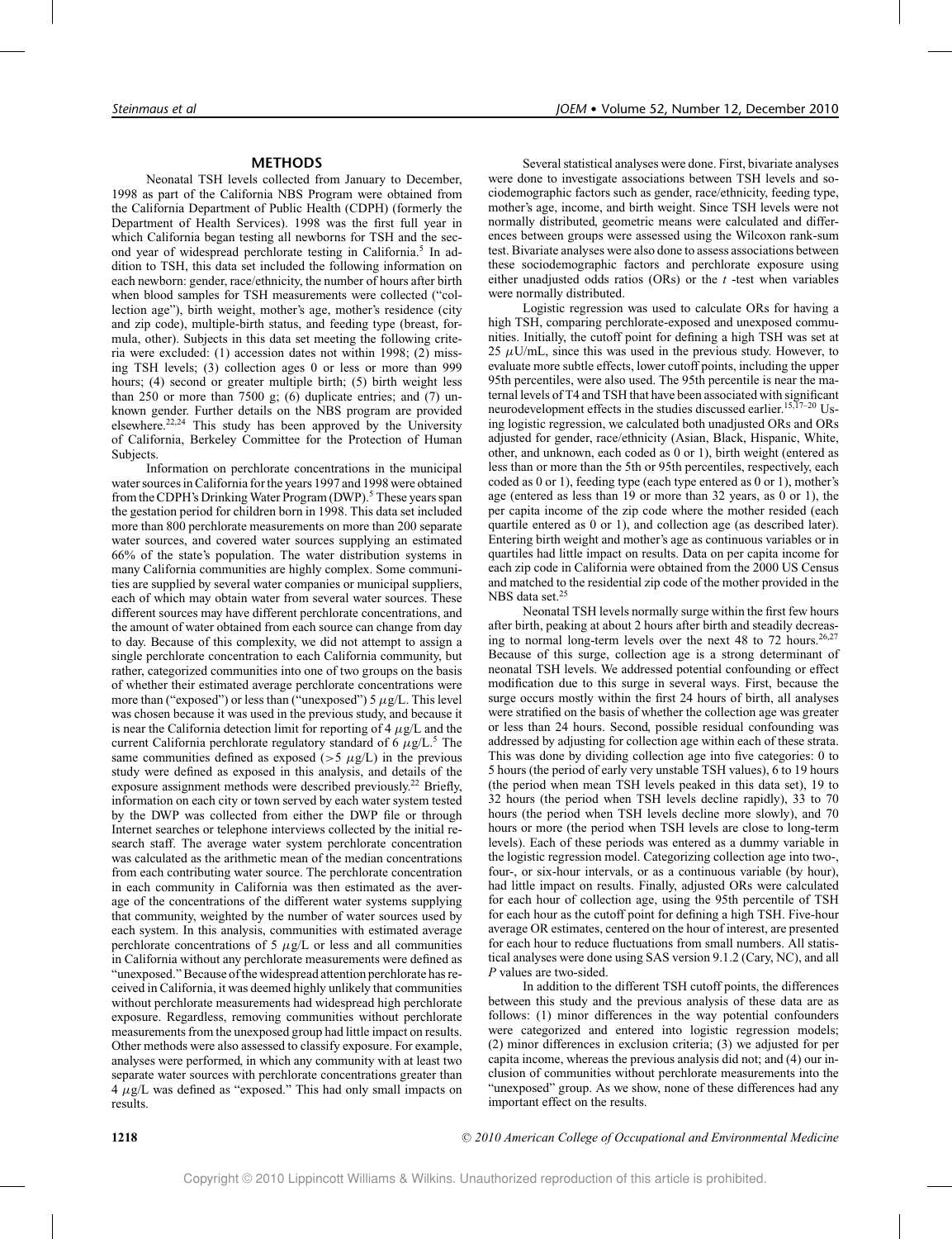## METHODS

Neonatal TSH levels collected from January to December, 1998 as part of the California NBS Program were obtained from the California Department of Public Health (CDPH) (formerly the Department of Health Services). 1998 was the first full year in which California began testing all newborns for TSH and the second year of widespread perchlorate testing in California.[5] In addition to TSH, this data set included the following information on each newborn: gender, race/ethnicity, the number of hours after birth when blood samples for TSH measurements were collected ("collection age"), birth weight, mother's age, mother's residence (city and zip code), multiple-birth status, and feeding type (breast, formula, other). Subjects in this data set meeting the following criteria were excluded: (1) accession dates not within 1998; (2) missing TSH levels; (3) collection ages 0 or less or more than 999 hours; (4) second or greater multiple birth; (5) birth weight less than 250 or more than 7500 g; (6) duplicate entries; and (7) unknown gender. Further details on the NBS program are provided elsewhere.[22,24] This study has been approved by the University of California, Berkeley Committee for the Protection of Human Subjects.

Information on perchlorate concentrations in the municipal water sources in California for the years 1997 and 1998 were obtained from the CDPH's Drinking Water Program (DWP).[5] These years span the gestation period for children born in 1998. This data set included more than 800 perchlorate measurements on more than 200 separate water sources, and covered water sources supplying an estimated 66% of the state's population. The water distribution systems in many California communities are highly complex. Some communities are supplied by several water companies or municipal suppliers, each of which may obtain water from several water sources. These different sources may have different perchlorate concentrations, and the amount of water obtained from each source can change from day to day. Because of this complexity, we did not attempt to assign a single perchlorate concentration to each California community, but rather, categorized communities into one of two groups on the basis of whether their estimated average perchlorate concentrations were more than ("exposed") or less than ("unexposed") 5 $\mu$g/L. This level was chosen because it was used in the previous study, and because it is near the California detection limit for reporting of 4 $\mu$g/L and the current California perchlorate regulatory standard of 6 $\mu$g/L.[5] The same communities defined as exposed (>5 $\mu$g/L) in the previous study were defined as exposed in this analysis, and details of the exposure assignment methods were described previously.[22] Briefly, information on each city or town served by each water system tested by the DWP was collected from either the DWP file or through Internet searches or telephone interviews collected by the initial research staff. The average water system perchlorate concentration was calculated as the arithmetic mean of the median concentrations from each contributing water source. The perchlorate concentration in each community in California was then estimated as the average of the concentrations of the different water systems supplying that community, weighted by the number of water sources used by each system. In this analysis, communities with estimated average perchlorate concentrations of 5 $\mu$g/L or less and all communities in California without any perchlorate measurements were defined as "unexposed." Because of the widespread attention perchlorate has received in California, it was deemed highly unlikely that communities without perchlorate measurements had widespread high perchlorate exposure. Regardless, removing communities without perchlorate measurements from the unexposed group had little impact on results. Other methods were also assessed to classify exposure. For example, analyses were performed, in which any community with at least two separate water sources with perchlorate concentrations greater than 4 $\mu$g/L was defined as "exposed." This had only small impacts on results.

Several statistical analyses were done. First, bivariate analyses were done to investigate associations between TSH levels and sociodemographic factors such as gender, race/ethnicity, feeding type, mother's age, income, and birth weight. Since TSH levels were not normally distributed, geometric means were calculated and differences between groups were assessed using the Wilcoxon rank-sum test. Bivariate analyses were also done to assess associations between these sociodemographic factors and perchlorate exposure using either unadjusted odds ratios (ORs) or the *t*-test when variables were normally distributed.

Logistic regression was used to calculate ORs for having a high TSH, comparing perchlorate-exposed and unexposed communities. Initially, the cutoff point for defining a high TSH was set at 25 $\mu$U/mL, since this was used in the previous study. However, to evaluate more subtle effects, lower cutoff points, including the upper 95th percentiles, were also used. The 95th percentile is near the maternal levels of T4 and TSH that have been associated with significant neurodevelopment effects in the studies discussed earlier.[15,17–20] Using logistic regression, we calculated both unadjusted ORs and ORs adjusted for gender, race/ethnicity (Asian, Black, Hispanic, White, other, and unknown, each coded as 0 or 1), birth weight (entered as less than or more than the 5th or 95th percentiles, respectively, each coded as 0 or 1), feeding type (each type entered as 0 or 1), mother's age (entered as less than 19 or more than 32 years, as 0 or 1), the per capita income of the zip code where the mother resided (each quartile entered as 0 or 1), and collection age (as described later). Entering birth weight and mother's age as continuous variables or in quartiles had little impact on results. Data on per capita income for each zip code in California were obtained from the 2000 US Census and matched to the residential zip code of the mother provided in the NBS data set.[25]

Neonatal TSH levels normally surge within the first few hours after birth, peaking at about 2 hours after birth and steadily decreasing to normal long-term levels over the next 48 to 72 hours.[26,27] Because of this surge, collection age is a strong determinant of neonatal TSH levels. We addressed potential confounding or effect modification due to this surge in several ways. First, because the surge occurs mostly within the first 24 hours of birth, all analyses were stratified on the basis of whether the collection age was greater or less than 24 hours. Second, possible residual confounding was addressed by adjusting for collection age within each of these strata. This was done by dividing collection age into five categories: 0 to 5 hours (the period of early very unstable TSH values), 6 to 19 hours (the period when mean TSH levels peaked in this data set), 19 to 32 hours (the period when TSH levels decline rapidly), 33 to 70 hours (the period when TSH levels decline more slowly), and 70 hours or more (the period when TSH levels are close to long-term levels). Each of these periods was entered as a dummy variable in the logistic regression model. Categorizing collection age into two-, four-, or six-hour intervals, or as a continuous variable (by hour), had little impact on results. Finally, adjusted ORs were calculated for each hour of collection age, using the 95th percentile of TSH for each hour as the cutoff point for defining a high TSH. Five-hour average OR estimates, centered on the hour of interest, are presented for each hour to reduce fluctuations from small numbers. All statistical analyses were done using SAS version 9.1.2 (Cary, NC), and all *P* values are two-sided.

In addition to the different TSH cutoff points, the differences between this study and the previous analysis of these data are as follows: (1) minor differences in the way potential confounders were categorized and entered into logistic regression models; (2) minor differences in exclusion criteria; (3) we adjusted for per capita income, whereas the previous analysis did not; and (4) our inclusion of communities without perchlorate measurements into the "unexposed" group. As we show, none of these differences had any important effect on the results.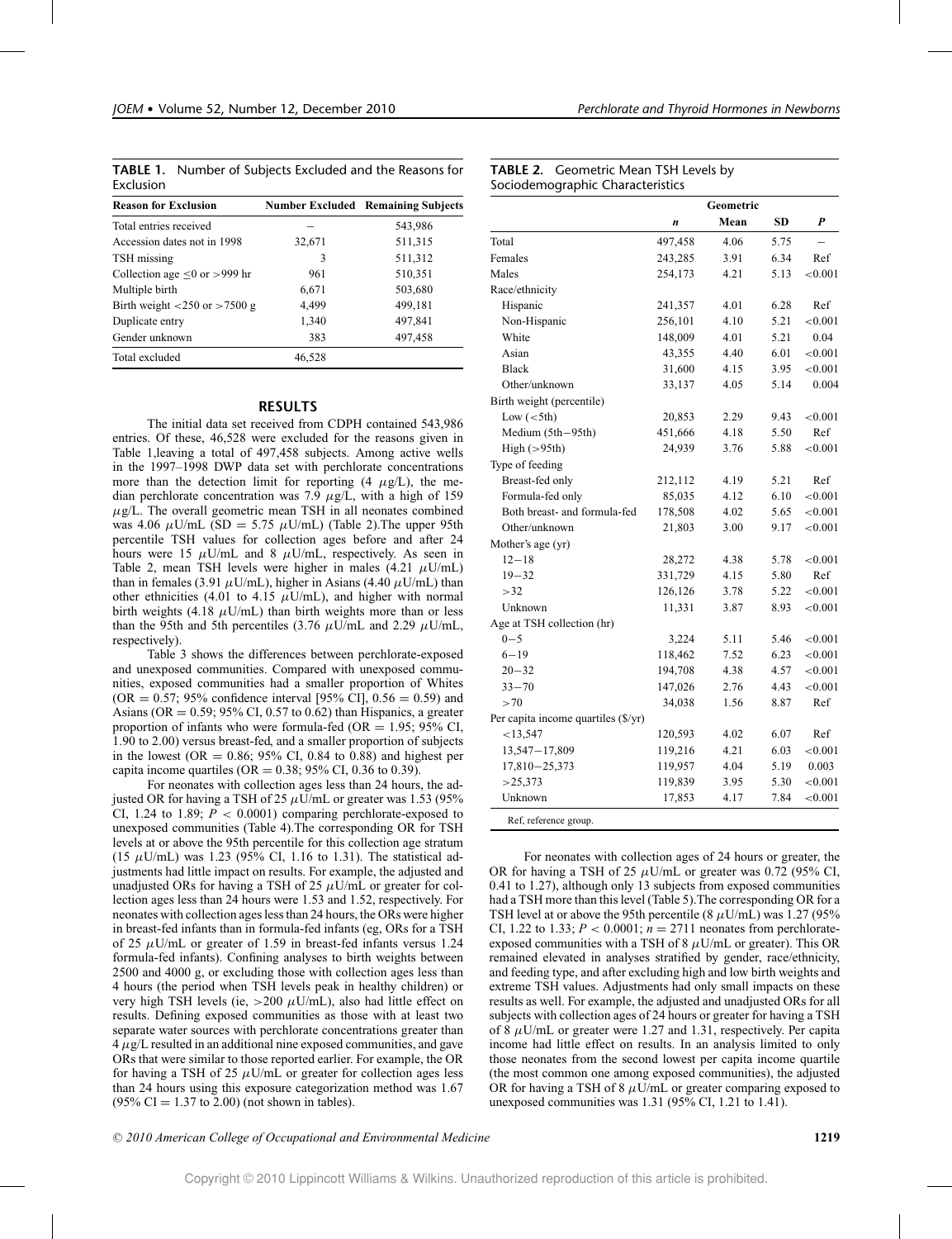**TABLE 1.** Number of Subjects Excluded and the Reasons for Exclusion

| Reason for Exclusion | Number Excluded | Remaining Subjects |
|---|---|---|
| Total entries received | – | 543,986 |
| Accession dates not in 1998 | 32,671 | 511,315 |
| TSH missing | 3 | 511,312 |
| Collection age ≤0 or >999 hr | 961 | 510,351 |
| Multiple birth | 6,671 | 503,680 |
| Birth weight <250 or >7500 g | 4,499 | 499,181 |
| Duplicate entry | 1,340 | 497,841 |
| Gender unknown | 383 | 497,458 |
| Total excluded | 46,528 | |

## RESULTS

The initial data set received from CDPH contained 543,986 entries. Of these, 46,528 were excluded for the reasons given in Table 1,leaving a total of 497,458 subjects. Among active wells in the 1997–1998 DWP data set with perchlorate concentrations more than the detection limit for reporting (4 $\mu$g/L), the median perchlorate concentration was 7.9 $\mu$g/L, with a high of 159 $\mu$g/L. The overall geometric mean TSH in all neonates combined was 4.06 $\mu$U/mL (SD = 5.75 $\mu$U/mL) (Table 2).The upper 95th percentile TSH values for collection ages before and after 24 hours were 15 $\mu$U/mL and 8 $\mu$U/mL, respectively. As seen in Table 2, mean TSH levels were higher in males (4.21 $\mu$U/mL) than in females (3.91 $\mu$U/mL), higher in Asians (4.40 $\mu$U/mL) than other ethnicities (4.01 to 4.15 $\mu$U/mL), and higher with normal birth weights (4.18 $\mu$U/mL) than birth weights more than or less than the 95th and 5th percentiles (3.76 $\mu$U/mL and 2.29 $\mu$U/mL, respectively).

Table 3 shows the differences between perchlorate-exposed and unexposed communities. Compared with unexposed communities, exposed communities had a smaller proportion of Whites (OR = 0.57; 95% confidence interval [95% CI], 0.56 = 0.59) and Asians (OR = 0.59; 95% CI, 0.57 to 0.62) than Hispanics, a greater proportion of infants who were formula-fed (OR = 1.95; 95% CI, 1.90 to 2.00) versus breast-fed, and a smaller proportion of subjects in the lowest (OR = 0.86; 95% CI, 0.84 to 0.88) and highest per capita income quartiles (OR = 0.38; 95% CI, 0.36 to 0.39).

For neonates with collection ages less than 24 hours, the adjusted OR for having a TSH of 25 $\mu$U/mL or greater was 1.53 (95% CI, 1.24 to 1.89; $P < 0.0001$) comparing perchlorate-exposed to unexposed communities (Table 4).The corresponding OR for TSH levels at or above the 95th percentile for this collection age stratum (15 $\mu$U/mL) was 1.23 (95% CI, 1.16 to 1.31). The statistical adjustments had little impact on results. For example, the adjusted and unadjusted ORs for having a TSH of 25 $\mu$U/mL or greater for collection ages less than 24 hours were 1.53 and 1.52, respectively. For neonates with collection ages less than 24 hours, the ORs were higher in breast-fed infants than in formula-fed infants (eg, ORs for a TSH of 25 $\mu$U/mL or greater of 1.59 in breast-fed infants versus 1.24 formula-fed infants). Confining analyses to birth weights between 2500 and 4000 g, or excluding those with collection ages less than 4 hours (the period when TSH levels peak in healthy children) or very high TSH levels (ie, >200 $\mu$U/mL), also had little effect on results. Defining exposed communities as those with at least two separate water sources with perchlorate concentrations greater than 4 $\mu$g/L resulted in an additional nine exposed communities, and gave ORs that were similar to those reported earlier. For example, the OR for having a TSH of 25 $\mu$U/mL or greater for collection ages less than 24 hours using this exposure categorization method was 1.67 (95% CI = 1.37 to 2.00) (not shown in tables).

**TABLE 2.** Geometric Mean TSH Levels by Sociodemographic Characteristics

| | *n* | Geometric Mean | SD | *P* |
|---|---|---|---|---|
| Total | 497,458 | 4.06 | 5.75 | – |
| Females | 243,285 | 3.91 | 6.34 | Ref |
| Males | 254,173 | 4.21 | 5.13 | <0.001 |
| Race/ethnicity | | | | |
| Hispanic | 241,357 | 4.01 | 6.28 | Ref |
| Non-Hispanic | 256,101 | 4.10 | 5.21 | <0.001 |
| White | 148,009 | 4.01 | 5.21 | 0.04 |
| Asian | 43,355 | 4.40 | 6.01 | <0.001 |
| Black | 31,600 | 4.15 | 3.95 | <0.001 |
| Other/unknown | 33,137 | 4.05 | 5.14 | 0.004 |
| Birth weight (percentile) | | | | |
| Low (<5th) | 20,853 | 2.29 | 9.43 | <0.001 |
| Medium (5th–95th) | 451,666 | 4.18 | 5.50 | Ref |
| High (>95th) | 24,939 | 3.76 | 5.88 | <0.001 |
| Type of feeding | | | | |
| Breast-fed only | 212,112 | 4.19 | 5.21 | Ref |
| Formula-fed only | 85,035 | 4.12 | 6.10 | <0.001 |
| Both breast- and formula-fed | 178,508 | 4.02 | 5.65 | <0.001 |
| Other/unknown | 21,803 | 3.00 | 9.17 | <0.001 |
| Mother's age (yr) | | | | |
| 12–18 | 28,272 | 4.38 | 5.78 | <0.001 |
| 19–32 | 331,729 | 4.15 | 5.80 | Ref |
| >32 | 126,126 | 3.78 | 5.22 | <0.001 |
| Unknown | 11,331 | 3.87 | 8.93 | <0.001 |
| Age at TSH collection (hr) | | | | |
| 0–5 | 3,224 | 5.11 | 5.46 | <0.001 |
| 6–19 | 118,462 | 7.52 | 6.23 | <0.001 |
| 20–32 | 194,708 | 4.38 | 4.57 | <0.001 |
| 33–70 | 147,026 | 2.76 | 4.43 | <0.001 |
| >70 | 34,038 | 1.56 | 8.87 | Ref |
| Per capita income quartiles ($/yr) | | | | |
| <13,547 | 120,593 | 4.02 | 6.07 | Ref |
| 13,547–17,809 | 119,216 | 4.21 | 6.03 | <0.001 |
| 17,810–25,373 | 119,957 | 4.04 | 5.19 | 0.003 |
| >25,373 | 119,839 | 3.95 | 5.30 | <0.001 |
| Unknown | 17,853 | 4.17 | 7.84 | <0.001 |

Ref, reference group.

For neonates with collection ages of 24 hours or greater, the OR for having a TSH of 25 $\mu$U/mL or greater was 0.72 (95% CI, 0.41 to 1.27), although only 13 subjects from exposed communities had a TSH more than this level (Table 5).The corresponding OR for a TSH level at or above the 95th percentile (8 $\mu$U/mL) was 1.27 (95% CI, 1.22 to 1.33; $P < 0.0001$; $n = 2711$ neonates from perchlorate-exposed communities with a TSH of 8 $\mu$U/mL or greater). This OR remained elevated in analyses stratified by gender, race/ethnicity, and feeding type, and after excluding high and low birth weights and extreme TSH values. Adjustments had only small impacts on these results as well. For example, the adjusted and unadjusted ORs for all subjects with collection ages of 24 hours or greater for having a TSH of 8 $\mu$U/mL or greater were 1.27 and 1.31, respectively. Per capita income had little effect on results. In an analysis limited to only those neonates from the second lowest per capita income quartile (the most common one among exposed communities), the adjusted OR for having a TSH of 8 $\mu$U/mL or greater comparing exposed to unexposed communities was 1.31 (95% CI, 1.21 to 1.41).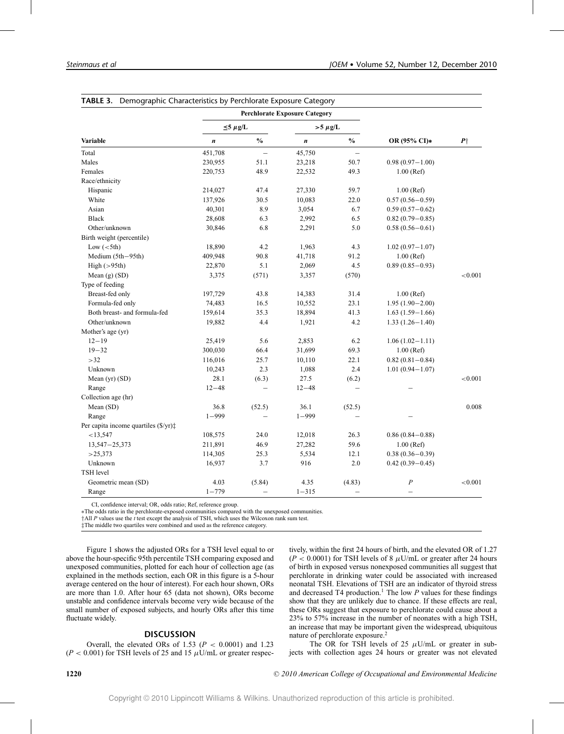**TABLE 3.** Demographic Characteristics by Perchlorate Exposure Category

| Variable | Perchlorate Exposure Category | | | | OR (95% CI)* | $P$† |
|---|---|---|---|---|---|---|
| | ≤5 μg/L | | >5 μg/L | | | |
| | $n$ | % | $n$ | % | | |
| Total | 451,708 | – | 45,750 | – | | |
| Males | 230,955 | 51.1 | 23,218 | 50.7 | 0.98 (0.97–1.00) | |
| Females | 220,753 | 48.9 | 22,532 | 49.3 | 1.00 (Ref) | |
| Race/ethnicity | | | | | | |
| Hispanic | 214,027 | 47.4 | 27,330 | 59.7 | 1.00 (Ref) | |
| White | 137,926 | 30.5 | 10,083 | 22.0 | 0.57 (0.56–0.59) | |
| Asian | 40,301 | 8.9 | 3,054 | 6.7 | 0.59 (0.57–0.62) | |
| Black | 28,608 | 6.3 | 2,992 | 6.5 | 0.82 (0.79–0.85) | |
| Other/unknown | 30,846 | 6.8 | 2,291 | 5.0 | 0.58 (0.56–0.61) | |
| Birth weight (percentile) | | | | | | |
| Low (<5th) | 18,890 | 4.2 | 1,963 | 4.3 | 1.02 (0.97–1.07) | |
| Medium (5th–95th) | 409,948 | 90.8 | 41,718 | 91.2 | 1.00 (Ref) | |
| High (>95th) | 22,870 | 5.1 | 2,069 | 4.5 | 0.89 (0.85–0.93) | |
| Mean (g) (SD) | 3,375 | (571) | 3,357 | (570) | | <0.001 |
| Type of feeding | | | | | | |
| Breast-fed only | 197,729 | 43.8 | 14,383 | 31.4 | 1.00 (Ref) | |
| Formula-fed only | 74,483 | 16.5 | 10,552 | 23.1 | 1.95 (1.90–2.00) | |
| Both breast- and formula-fed | 159,614 | 35.3 | 18,894 | 41.3 | 1.63 (1.59–1.66) | |
| Other/unknown | 19,882 | 4.4 | 1,921 | 4.2 | 1.33 (1.26–1.40) | |
| Mother's age (yr) | | | | | | |
| 12–19 | 25,419 | 5.6 | 2,853 | 6.2 | 1.06 (1.02–1.11) | |
| 19–32 | 300,030 | 66.4 | 31,699 | 69.3 | 1.00 (Ref) | |
| >32 | 116,016 | 25.7 | 10,110 | 22.1 | 0.82 (0.81–0.84) | |
| Unknown | 10,243 | 2.3 | 1,088 | 2.4 | 1.01 (0.94–1.07) | |
| Mean (yr) (SD) | 28.1 | (6.3) | 27.5 | (6.2) | | <0.001 |
| Range | 12–48 | – | 12–48 | – | – | |
| Collection age (hr) | | | | | | |
| Mean (SD) | 36.8 | (52.5) | 36.1 | (52.5) | | 0.008 |
| Range | 1–999 | – | 1–999 | – | – | |
| Per capita income quartiles ($/yr)‡ | | | | | | |
| <13,547 | 108,575 | 24.0 | 12,018 | 26.3 | 0.86 (0.84–0.88) | |
| 13,547–25,373 | 211,891 | 46.9 | 27,282 | 59.6 | 1.00 (Ref) | |
| >25,373 | 114,305 | 25.3 | 5,534 | 12.1 | 0.38 (0.36–0.39) | |
| Unknown | 16,937 | 3.7 | 916 | 2.0 | 0.42 (0.39–0.45) | |
| TSH level | | | | | | |
| Geometric mean (SD) | 4.03 | (5.84) | 4.35 | (4.83) | $P$ | <0.001 |
| Range | 1–779 | – | 1–315 | – | – | |

CI, confidence interval; OR, odds ratio; Ref, reference group.
*The odds ratio in the perchlorate-exposed communities compared with the unexposed communities.
†All $P$ values use the $t$ test except the analysis of TSH, which uses the Wilcoxon rank sum test.
‡The middle two quartiles were combined and used as the reference category.

Figure 1 shows the adjusted ORs for a TSH level equal to or above the hour-specific 95th percentile TSH comparing exposed and unexposed communities, plotted for each hour of collection age (as explained in the methods section, each OR in this figure is a 5-hour average centered on the hour of interest). For each hour shown, ORs are more than 1.0. After hour 65 (data not shown), ORs become unstable and confidence intervals become very wide because of the small number of exposed subjects, and hourly ORs after this time fluctuate widely.

## DISCUSSION

Overall, the elevated ORs of 1.53 ($P < 0.0001$) and 1.23 ($P < 0.001$) for TSH levels of 25 and 15 μU/mL or greater respectively, within the first 24 hours of birth, and the elevated OR of 1.27 ($P < 0.0001$) for TSH levels of 8 μU/mL or greater after 24 hours of birth in exposed versus nonexposed communities all suggest that perchlorate in drinking water could be associated with increased neonatal TSH. Elevations of TSH are an indicator of thyroid stress and decreased T4 production.[1] The low $P$ values for these findings show that they are unlikely due to chance. If these effects are real, these ORs suggest that exposure to perchlorate could cause about a 23% to 57% increase in the number of neonates with a high TSH, an increase that may be important given the widespread, ubiquitous nature of perchlorate exposure.[2]

The OR for TSH levels of 25 μU/mL or greater in subjects with collection ages 24 hours or greater was not elevated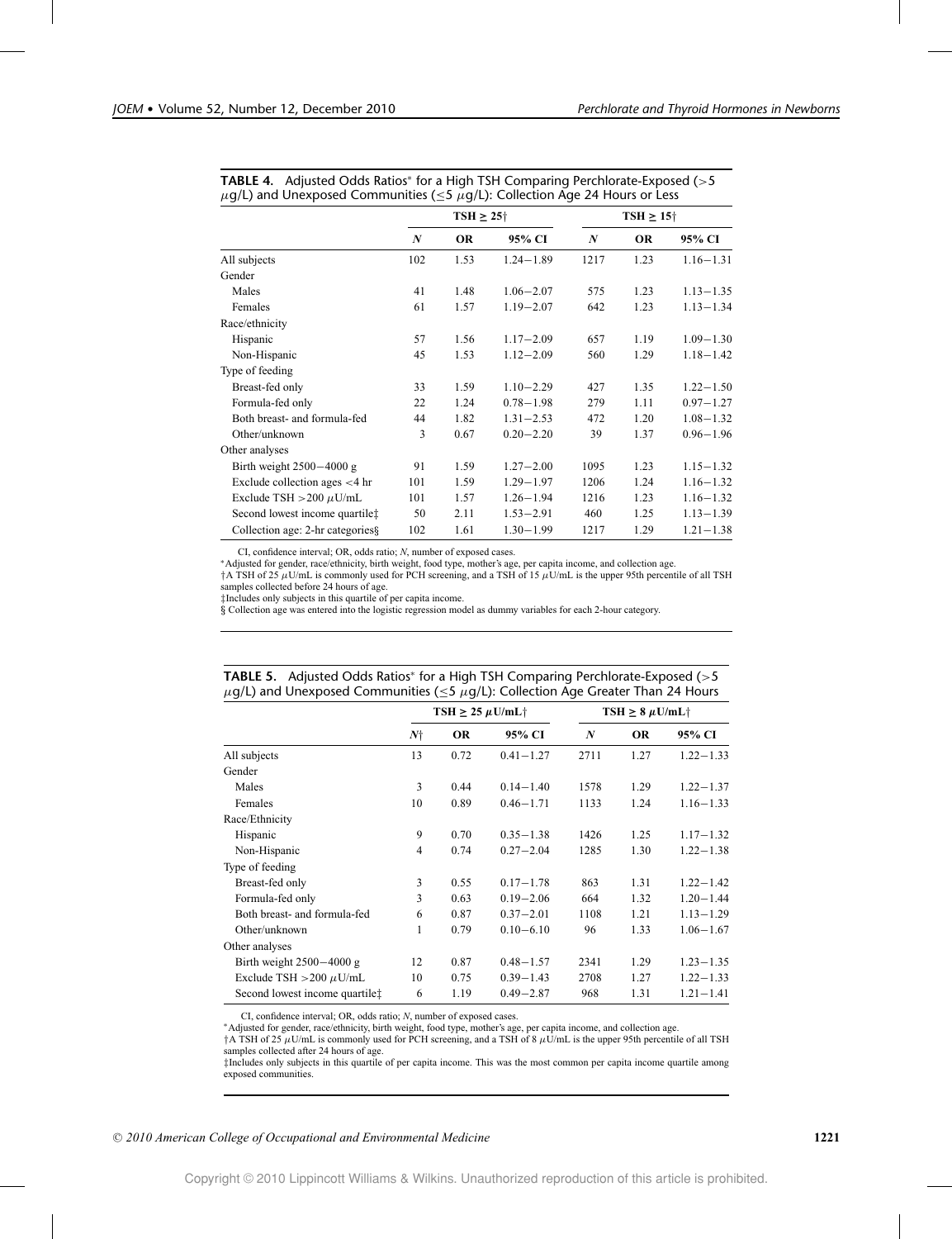**TABLE 4.** Adjusted Odds Ratios* for a High TSH Comparing Perchlorate-Exposed (>5 μg/L) and Unexposed Communities (≤5 μg/L): Collection Age 24 Hours or Less

| | TSH ≥ 25† | | | TSH ≥ 15† | | |
|---|---|---|---|---|---|---|
| | *N* | OR | 95% CI | *N* | OR | 95% CI |
| All subjects | 102 | 1.53 | 1.24−1.89 | 1217 | 1.23 | 1.16−1.31 |
| Gender | | | | | | |
| Males | 41 | 1.48 | 1.06−2.07 | 575 | 1.23 | 1.13−1.35 |
| Females | 61 | 1.57 | 1.19−2.07 | 642 | 1.23 | 1.13−1.34 |
| Race/ethnicity | | | | | | |
| Hispanic | 57 | 1.56 | 1.17−2.09 | 657 | 1.19 | 1.09−1.30 |
| Non-Hispanic | 45 | 1.53 | 1.12−2.09 | 560 | 1.29 | 1.18−1.42 |
| Type of feeding | | | | | | |
| Breast-fed only | 33 | 1.59 | 1.10−2.29 | 427 | 1.35 | 1.22−1.50 |
| Formula-fed only | 22 | 1.24 | 0.78−1.98 | 279 | 1.11 | 0.97−1.27 |
| Both breast- and formula-fed | 44 | 1.82 | 1.31−2.53 | 472 | 1.20 | 1.08−1.32 |
| Other/unknown | 3 | 0.67 | 0.20−2.20 | 39 | 1.37 | 0.96−1.96 |
| Other analyses | | | | | | |
| Birth weight 2500−4000 g | 91 | 1.59 | 1.27−2.00 | 1095 | 1.23 | 1.15−1.32 |
| Exclude collection ages <4 hr | 101 | 1.59 | 1.29−1.97 | 1206 | 1.24 | 1.16−1.32 |
| Exclude TSH >200 μU/mL | 101 | 1.57 | 1.26−1.94 | 1216 | 1.23 | 1.16−1.32 |
| Second lowest income quartile‡ | 50 | 2.11 | 1.53−2.91 | 460 | 1.25 | 1.13−1.39 |
| Collection age: 2-hr categories§ | 102 | 1.61 | 1.30−1.99 | 1217 | 1.29 | 1.21−1.38 |

CI, confidence interval; OR, odds ratio; *N*, number of exposed cases.

*Adjusted for gender, race/ethnicity, birth weight, food type, mother's age, per capita income, and collection age.

†A TSH of 25 μU/mL is commonly used for PCH screening, and a TSH of 15 μU/mL is the upper 95th percentile of all TSH samples collected before 24 hours of age.

‡Includes only subjects in this quartile of per capita income.

§ Collection age was entered into the logistic regression model as dummy variables for each 2-hour category.

**TABLE 5.** Adjusted Odds Ratios* for a High TSH Comparing Perchlorate-Exposed (>5 μg/L) and Unexposed Communities (≤5 μg/L): Collection Age Greater Than 24 Hours

| | TSH ≥ 25 μU/mL† | | | TSH ≥ 8 μU/mL† | | |
|---|---|---|---|---|---|---|
| | *N*† | OR | 95% CI | *N* | OR | 95% CI |
| All subjects | 13 | 0.72 | 0.41−1.27 | 2711 | 1.27 | 1.22−1.33 |
| Gender | | | | | | |
| Males | 3 | 0.44 | 0.14−1.40 | 1578 | 1.29 | 1.22−1.37 |
| Females | 10 | 0.89 | 0.46−1.71 | 1133 | 1.24 | 1.16−1.33 |
| Race/Ethnicity | | | | | | |
| Hispanic | 9 | 0.70 | 0.35−1.38 | 1426 | 1.25 | 1.17−1.32 |
| Non-Hispanic | 4 | 0.74 | 0.27−2.04 | 1285 | 1.30 | 1.22−1.38 |
| Type of feeding | | | | | | |
| Breast-fed only | 3 | 0.55 | 0.17−1.78 | 863 | 1.31 | 1.22−1.42 |
| Formula-fed only | 3 | 0.63 | 0.19−2.06 | 664 | 1.32 | 1.20−1.44 |
| Both breast- and formula-fed | 6 | 0.87 | 0.37−2.01 | 1108 | 1.21 | 1.13−1.29 |
| Other/unknown | 1 | 0.79 | 0.10−6.10 | 96 | 1.33 | 1.06−1.67 |
| Other analyses | | | | | | |
| Birth weight 2500−4000 g | 12 | 0.87 | 0.48−1.57 | 2341 | 1.29 | 1.23−1.35 |
| Exclude TSH >200 μU/mL | 10 | 0.75 | 0.39−1.43 | 2708 | 1.27 | 1.22−1.33 |
| Second lowest income quartile‡ | 6 | 1.19 | 0.49−2.87 | 968 | 1.31 | 1.21−1.41 |

CI, confidence interval; OR, odds ratio; *N*, number of exposed cases.

*Adjusted for gender, race/ethnicity, birth weight, food type, mother's age, per capita income, and collection age.

†A TSH of 25 μU/mL is commonly used for PCH screening, and a TSH of 8 μU/mL is the upper 95th percentile of all TSH samples collected after 24 hours of age.

‡Includes only subjects in this quartile of per capita income. This was the most common per capita income quartile among exposed communities.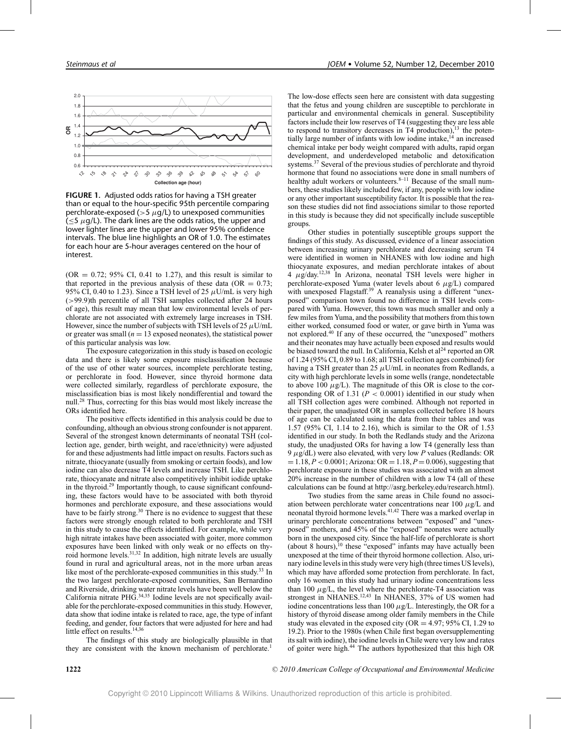**FIGURE 1.** Adjusted odds ratios for having a TSH greater than or equal to the hour-specific 95th percentile comparing perchlorate-exposed (>5 $\mu$g/L) to unexposed communities ($\leq$5 $\mu$g/L). The dark lines are the odds ratios, the upper and lower lighter lines are the upper and lower 95% confidence intervals. The blue line highlights an OR of 1.0. The estimates for each hour are 5-hour averages centered on the hour of interest.

(OR = 0.72; 95% CI, 0.41 to 1.27), and this result is similar to that reported in the previous analysis of these data (OR = 0.73; 95% CI, 0.40 to 1.23). Since a TSH level of 25 $\mu$U/mL is very high (>99.9)th percentile of all TSH samples collected after 24 hours of age), this result may mean that low environmental levels of perchlorate are not associated with extremely large increases in TSH. However, since the number of subjects with TSH levels of 25 $\mu$U/mL or greater was small ($n = 13$ exposed neonates), the statistical power of this particular analysis was low.

The exposure categorization in this study is based on ecologic data and there is likely some exposure misclassification because of the use of other water sources, incomplete perchlorate testing, or perchlorate in food. However, since thyroid hormone data were collected similarly, regardless of perchlorate exposure, the misclassification bias is most likely nondifferential and toward the null.[28] Thus, correcting for this bias would most likely increase the ORs identified here.

The positive effects identified in this analysis could be due to confounding, although an obvious strong confounder is not apparent. Several of the strongest known determinants of neonatal TSH (collection age, gender, birth weight, and race/ethnicity) were adjusted for and these adjustments had little impact on results. Factors such as nitrate, thiocyanate (usually from smoking or certain foods), and low iodine can also decrease T4 levels and increase TSH. Like perchlorate, thiocyanate and nitrate also competitively inhibit iodide uptake in the thyroid.[29] Importantly though, to cause significant confounding, these factors would have to be associated with both thyroid hormones and perchlorate exposure, and these associations would have to be fairly strong.[30] There is no evidence to suggest that these factors were strongly enough related to both perchlorate and TSH in this study to cause the effects identified. For example, while very high nitrate intakes have been associated with goiter, more common exposures have been linked with only weak or no effects on thyroid hormone levels.[31,32] In addition, high nitrate levels are usually found in rural and agricultural areas, not in the more urban areas like most of the perchlorate-exposed communities in this study.[33] In the two largest perchlorate-exposed communities, San Bernardino and Riverside, drinking water nitrate levels have been well below the California nitrate PHG.[34,35] Iodine levels are not specifically available for the perchlorate-exposed communities in this study. However, data show that iodine intake is related to race, age, the type of infant feeding, and gender, four factors that were adjusted for here and had little effect on results.[14,36]

The findings of this study are biologically plausible in that they are consistent with the known mechanism of perchlorate.[1] The low-dose effects seen here are consistent with data suggesting that the fetus and young children are susceptible to perchlorate in particular and environmental chemicals in general. Susceptibility factors include their low reserves of T4 (suggesting they are less able to respond to transitory decreases in T4 production),[13] the potentially large number of infants with low iodine intake,[14] an increased chemical intake per body weight compared with adults, rapid organ development, and underdeveloped metabolic and detoxification systems.[37] Several of the previous studies of perchlorate and thyroid hormone that found no associations were done in small numbers of healthy adult workers or volunteers.[8–11] Because of the small numbers, these studies likely included few, if any, people with low iodine or any other important susceptibility factor. It is possible that the reason these studies did not find associations similar to those reported in this study is because they did not specifically include susceptible groups.

Other studies in potentially susceptible groups support the findings of this study. As discussed, evidence of a linear association between increasing urinary perchlorate and decreasing serum T4 were identified in women in NHANES with low iodine and high thiocyanate exposures, and median perchlorate intakes of about 4 $\mu$g/day.[12,38] In Arizona, neonatal TSH levels were higher in perchlorate-exposed Yuma (water levels about 6 $\mu$g/L) compared with unexposed Flagstaff.[39] A reanalysis using a different "unexposed" comparison town found no difference in TSH levels compared with Yuma. However, this town was much smaller and only a few miles from Yuma, and the possibility that mothers from this town either worked, consumed food or water, or gave birth in Yuma was not explored.[40] If any of these occurred, the "unexposed" mothers and their neonates may have actually been exposed and results would be biased toward the null. In California, Kelsh et al[24] reported an OR of 1.24 (95% CI, 0.89 to 1.68; all TSH collection ages combined) for having a TSH greater than 25 $\mu$U/mL in neonates from Redlands, a city with high perchlorate levels in some wells (range, nondetectable to above 100 $\mu$g/L). The magnitude of this OR is close to the corresponding OR of 1.31 ($P < 0.0001$) identified in our study when all TSH collection ages were combined. Although not reported in their paper, the unadjusted OR in samples collected before 18 hours of age can be calculated using the data from their tables and was 1.57 (95% CI, 1.14 to 2.16), which is similar to the OR of 1.53 identified in our study. In both the Redlands study and the Arizona study, the unadjusted ORs for having a low T4 (generally less than 9 $\mu$g/dL) were also elevated, with very low $P$ values (Redlands: OR = 1.18, $P < 0.0001$; Arizona: OR = 1.18, $P = 0.006$), suggesting that perchlorate exposure in these studies was associated with an almost 20% increase in the number of children with a low T4 (all of these calculations can be found at http://asrg.berkeley.edu/research.html).

Two studies from the same areas in Chile found no association between perchlorate water concentrations near 100 $\mu$g/L and neonatal thyroid hormone levels.[41,42] There was a marked overlap in urinary perchlorate concentrations between "exposed" and "unexposed" mothers, and 45% of the "exposed" neonates were actually born in the unexposed city. Since the half-life of perchlorate is short (about 8 hours),[10] these "exposed" infants may have actually been unexposed at the time of their thyroid hormone collection. Also, urinary iodine levels in this study were very high (three times US levels), which may have afforded some protection from perchlorate. In fact, only 16 women in this study had urinary iodine concentrations less than 100 $\mu$g/L, the level where the perchlorate-T4 association was strongest in NHANES.[12,43] In NHANES, 37% of US women had iodine concentrations less than 100 $\mu$g/L. Interestingly, the OR for a history of thyroid disease among older family members in the Chile study was elevated in the exposed city (OR = 4.97; 95% CI, 1.29 to 19.2). Prior to the 1980s (when Chile first began oversupplementing its salt with iodine), the iodine levels in Chile were very low and rates of goiter were high.[44] The authors hypothesized that this high OR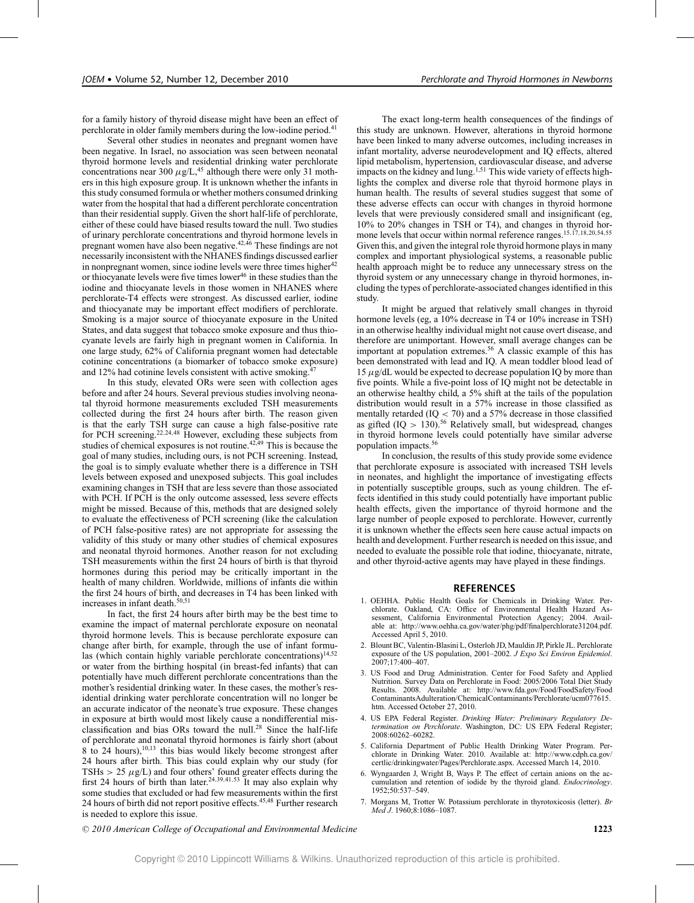for a family history of thyroid disease might have been an effect of perchlorate in older family members during the low-iodine period.[41]

Several other studies in neonates and pregnant women have been negative. In Israel, no association was seen between neonatal thyroid hormone levels and residential drinking water perchlorate concentrations near 300 $\mu$g/L,[45] although there were only 31 mothers in this high exposure group. It is unknown whether the infants in this study consumed formula or whether mothers consumed drinking water from the hospital that had a different perchlorate concentration than their residential supply. Given the short half-life of perchlorate, either of these could have biased results toward the null. Two studies of urinary perchlorate concentrations and thyroid hormone levels in pregnant women have also been negative.[42,46] These findings are not necessarily inconsistent with the NHANES findings discussed earlier in nonpregnant women, since iodine levels were three times higher[42] or thiocyanate levels were five times lower[46] in these studies than the iodine and thiocyanate levels in those women in NHANES where perchlorate-T4 effects were strongest. As discussed earlier, iodine and thiocyanate may be important effect modifiers of perchlorate. Smoking is a major source of thiocyanate exposure in the United States, and data suggest that tobacco smoke exposure and thus thiocyanate levels are fairly high in pregnant women in California. In one large study, 62% of California pregnant women had detectable cotinine concentrations (a biomarker of tobacco smoke exposure) and 12% had cotinine levels consistent with active smoking.[47]

In this study, elevated ORs were seen with collection ages before and after 24 hours. Several previous studies involving neonatal thyroid hormone measurements excluded TSH measurements collected during the first 24 hours after birth. The reason given is that the early TSH surge can cause a high false-positive rate for PCH screening.[22,24,48] However, excluding these subjects from studies of chemical exposures is not routine.[42,49] This is because the goal of many studies, including ours, is not PCH screening. Instead, the goal is to simply evaluate whether there is a difference in TSH levels between exposed and unexposed subjects. This goal includes examining changes in TSH that are less severe than those associated with PCH. If PCH is the only outcome assessed, less severe effects might be missed. Because of this, methods that are designed solely to evaluate the effectiveness of PCH screening (like the calculation of PCH false-positive rates) are not appropriate for assessing the validity of this study or many other studies of chemical exposures and neonatal thyroid hormones. Another reason for not excluding TSH measurements within the first 24 hours of birth is that thyroid hormones during this period may be critically important in the health of many children. Worldwide, millions of infants die within the first 24 hours of birth, and decreases in T4 has been linked with increases in infant death.[50,51]

In fact, the first 24 hours after birth may be the best time to examine the impact of maternal perchlorate exposure on neonatal thyroid hormone levels. This is because perchlorate exposure can change after birth, for example, through the use of infant formulas (which contain highly variable perchlorate concentrations)[14,52] or water from the birthing hospital (in breast-fed infants) that can potentially have much different perchlorate concentrations than the mother's residential drinking water. In these cases, the mother's residential drinking water perchlorate concentration will no longer be an accurate indicator of the neonate's true exposure. These changes in exposure at birth would most likely cause a nondifferential misclassification and bias ORs toward the null.[28] Since the half-life of perchlorate and neonatal thyroid hormones is fairly short (about 8 to 24 hours),[10,13] this bias would likely become strongest after 24 hours after birth. This bias could explain why our study (for TSHs $> 25$ $\mu$g/L) and four others' found greater effects during the first 24 hours of birth than later.[24,39,41,53] It may also explain why some studies that excluded or had few measurements within the first 24 hours of birth did not report positive effects.[45,48] Further research is needed to explore this issue.

The exact long-term health consequences of the findings of this study are unknown. However, alterations in thyroid hormone have been linked to many adverse outcomes, including increases in infant mortality, adverse neurodevelopment and IQ effects, altered lipid metabolism, hypertension, cardiovascular disease, and adverse impacts on the kidney and lung.[1,51] This wide variety of effects highlights the complex and diverse role that thyroid hormone plays in human health. The results of several studies suggest that some of these adverse effects can occur with changes in thyroid hormone levels that were previously considered small and insignificant (eg, 10% to 20% changes in TSH or T4), and changes in thyroid hormone levels that occur within normal reference ranges.[15,17,18,20,54,55] Given this, and given the integral role thyroid hormone plays in many complex and important physiological systems, a reasonable public health approach might be to reduce any unnecessary stress on the thyroid system or any unnecessary change in thyroid hormones, including the types of perchlorate-associated changes identified in this study.

It might be argued that relatively small changes in thyroid hormone levels (eg, a 10% decrease in T4 or 10% increase in TSH) in an otherwise healthy individual might not cause overt disease, and therefore are unimportant. However, small average changes can be important at population extremes.[56] A classic example of this has been demonstrated with lead and IQ. A mean toddler blood lead of 15 $\mu$g/dL would be expected to decrease population IQ by more than five points. While a five-point loss of IQ might not be detectable in an otherwise healthy child, a 5% shift at the tails of the population distribution would result in a 57% increase in those classified as mentally retarded (IQ $< 70$) and a 57% decrease in those classified as gifted (IQ $> 130$).[56] Relatively small, but widespread, changes in thyroid hormone levels could potentially have similar adverse population impacts.[56]

In conclusion, the results of this study provide some evidence that perchlorate exposure is associated with increased TSH levels in neonates, and highlight the importance of investigating effects in potentially susceptible groups, such as young children. The effects identified in this study could potentially have important public health effects, given the importance of thyroid hormone and the large number of people exposed to perchlorate. However, currently it is unknown whether the effects seen here cause actual impacts on health and development. Further research is needed on this issue, and needed to evaluate the possible role that iodine, thiocyanate, nitrate, and other thyroid-active agents may have played in these findings.

## REFERENCES

1. OEHHA. Public Health Goals for Chemicals in Drinking Water. Perchlorate. Oakland, CA: Office of Environmental Health Hazard Assessment, California Environmental Protection Agency; 2004. Available at: http://www.oehha.ca.gov/water/phg/pdf/finalperchlorate31204.pdf. Accessed April 5, 2010.
2. Blount BC, Valentin-Blasini L, Osterloh JD, Mauldin JP, Pirkle JL. Perchlorate exposure of the US population, 2001–2002. *J Expo Sci Environ Epidemiol*. 2007;17:400–407.
3. US Food and Drug Administration. Center for Food Safety and Applied Nutrition. Survey Data on Perchlorate in Food: 2005/2006 Total Diet Study Results. 2008. Available at: http://www.fda.gov/Food/FoodSafety/FoodContaminantsAdulteration/ChemicalContaminants/Perchlorate/ucm077615.htm. Accessed October 27, 2010.
4. US EPA Federal Register. *Drinking Water: Preliminary Regulatory Determination on Perchlorate*. Washington, DC: US EPA Federal Register; 2008:60262–60282.
5. California Department of Public Health Drinking Water Program. Perchlorate in Drinking Water. 2010. Available at: http://www.cdph.ca.gov/certlic/drinkingwater/Pages/Perchlorate.aspx. Accessed March 14, 2010.
6. Wyngaarden J, Wright B, Ways P. The effect of certain anions on the accumulation and retention of iodide by the thyroid gland. *Endocrinology*. 1952;50:537–549.
7. Morgans M, Trotter W. Potassium perchlorate in thyrotoxicosis (letter). *Br Med J*. 1960;8:1086–1087.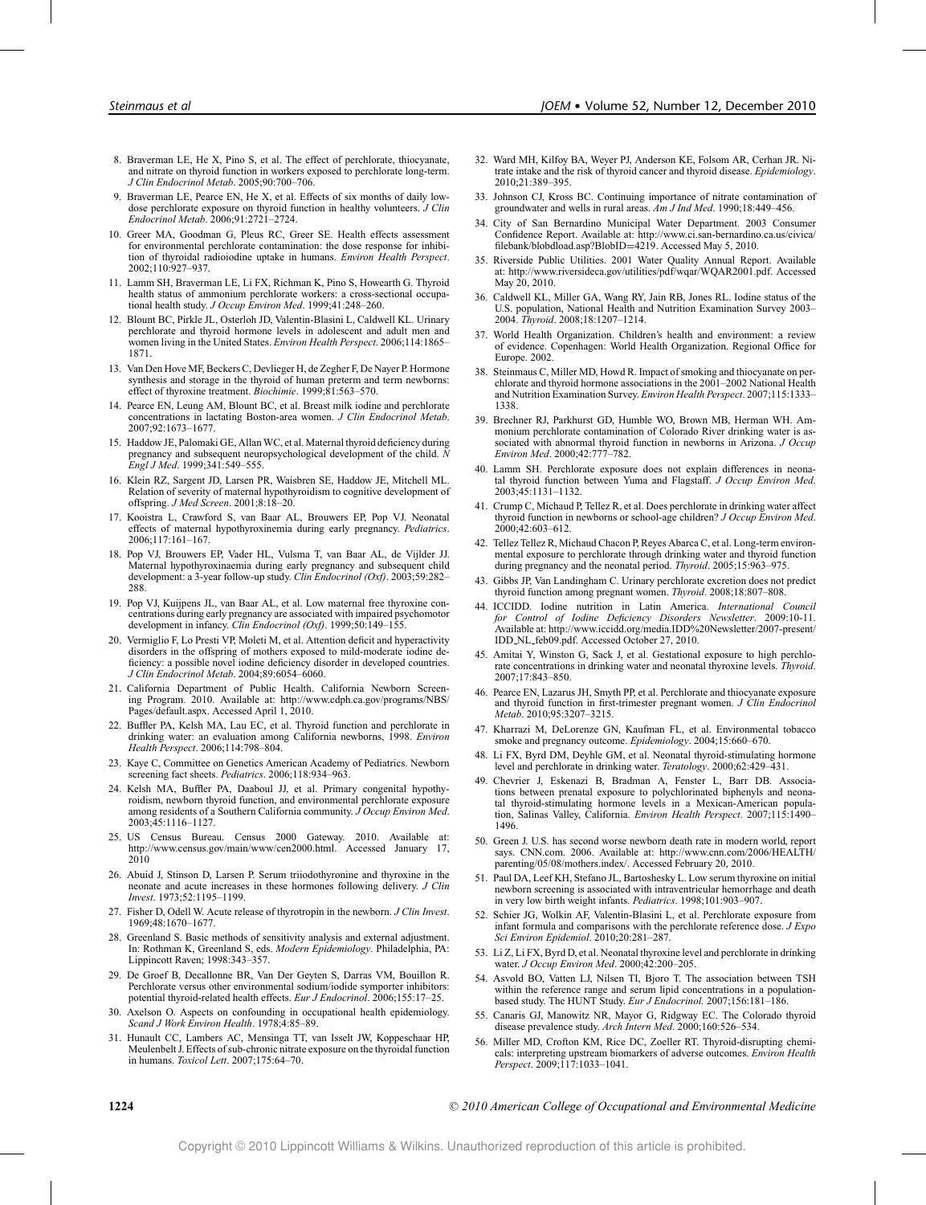8. Braverman LE, He X, Pino S, et al. The effect of perchlorate, thiocyanate, and nitrate on thyroid function in workers exposed to perchlorate long-term. *J Clin Endocrinol Metab*. 2005;90:700–706.
9. Braverman LE, Pearce EN, He X, et al. Effects of six months of daily low-dose perchlorate exposure on thyroid function in healthy volunteers. *J Clin Endocrinol Metab*. 2006;91:2721–2724.
10. Greer MA, Goodman G, Pleus RC, Greer SE. Health effects assessment for environmental perchlorate contamination: the dose response for inhibition of thyroidal radioiodine uptake in humans. *Environ Health Perspect*. 2002;110:927–937.
11. Lamm SH, Braverman LE, Li FX, Richman K, Pino S, Howearth G. Thyroid health status of ammonium perchlorate workers: a cross-sectional occupational health study. *J Occup Environ Med*. 1999;41:248–260.
12. Blount BC, Pirkle JL, Osterloh JD, Valentin-Blasini L, Caldwell KL. Urinary perchlorate and thyroid hormone levels in adolescent and adult men and women living in the United States. *Environ Health Perspect*. 2006;114:1865–1871.
13. Van Den Hove MF, Beckers C, Devlieger H, de Zegher F, De Nayer P. Hormone synthesis and storage in the thyroid of human preterm and term newborns: effect of thyroxine treatment. *Biochimie*. 1999;81:563–570.
14. Pearce EN, Leung AM, Blount BC, et al. Breast milk iodine and perchlorate concentrations in lactating Boston-area women. *J Clin Endocrinol Metab*. 2007;92:1673–1677.
15. Haddow JE, Palomaki GE, Allan WC, et al. Maternal thyroid deficiency during pregnancy and subsequent neuropsychological development of the child. *N Engl J Med*. 1999;341:549–555.
16. Klein RZ, Sargent JD, Larsen PR, Waisbren SE, Haddow JE, Mitchell ML. Relation of severity of maternal hypothyroidism to cognitive development of offspring. *J Med Screen*. 2001;8:18–20.
17. Kooistra L, Crawford S, van Baar AL, Brouwers EP, Pop VJ. Neonatal effects of maternal hypothyroxinemia during early pregnancy. *Pediatrics*. 2006;117:161–167.
18. Pop VJ, Brouwers EP, Vader HL, Vulsma T, van Baar AL, de Vijlder JJ. Maternal hypothyroxinaemia during early pregnancy and subsequent child development: a 3-year follow-up study. *Clin Endocrinol (Oxf)*. 2003;59:282–288.
19. Pop VJ, Kuijpens JL, van Baar AL, et al. Low maternal free thyroxine concentrations during early pregnancy are associated with impaired psychomotor development in infancy. *Clin Endocrinol (Oxf)*. 1999;50:149–155.
20. Vermiglio F, Lo Presti VP, Moleti M, et al. Attention deficit and hyperactivity disorders in the offspring of mothers exposed to mild-moderate iodine deficiency: a possible novel iodine deficiency disorder in developed countries. *J Clin Endocrinol Metab*. 2004;89:6054–6060.
21. California Department of Public Health. California Newborn Screening Program. 2010. Available at: http://www.cdph.ca.gov/programs/NBS/Pages/default.aspx. Accessed April 1, 2010.
22. Buffler PA, Kelsh MA, Lau EC, et al. Thyroid function and perchlorate in drinking water: an evaluation among California newborns, 1998. *Environ Health Perspect*. 2006;114:798–804.
23. Kaye C, Committee on Genetics American Academy of Pediatrics. Newborn screening fact sheets. *Pediatrics*. 2006;118:934–963.
24. Kelsh MA, Buffler PA, Daaboul JJ, et al. Primary congenital hypothyroidism, newborn thyroid function, and environmental perchlorate exposure among residents of a Southern California community. *J Occup Environ Med*. 2003;45:1116–1127.
25. US Census Bureau. Census 2000 Gateway. 2010. Available at: http://www.census.gov/main/www/cen2000.html. Accessed January 17, 2010
26. Abuid J, Stinson D, Larsen P. Serum triiodothyronine and thyroxine in the neonate and acute increases in these hormones following delivery. *J Clin Invest*. 1973;52:1195–1199.
27. Fisher D, Odell W. Acute release of thyrotropin in the newborn. *J Clin Invest*. 1969;48:1670–1677.
28. Greenland S. Basic methods of sensitivity analysis and external adjustment. In: Rothman K, Greenland S, eds. *Modern Epidemiology*. Philadelphia, PA: Lippincott Raven; 1998:343–357.
29. De Groef B, Decallonne BR, Van Der Geyten S, Darras VM, Bouillon R. Perchlorate versus other environmental sodium/iodide symporter inhibitors: potential thyroid-related health effects. *Eur J Endocrinol*. 2006;155:17–25.
30. Axelson O. Aspects on confounding in occupational health epidemiology. *Scand J Work Environ Health*. 1978;4:85–89.
31. Hunault CC, Lambers AC, Mensinga TT, van Isselt JW, Koppeschaar HP, Meulenbelt J. Effects of sub-chronic nitrate exposure on the thyroidal function in humans. *Toxicol Lett*. 2007;175:64–70.
32. Ward MH, Kilfoy BA, Weyer PJ, Anderson KE, Folsom AR, Cerhan JR. Nitrate intake and the risk of thyroid cancer and thyroid disease. *Epidemiology*. 2010;21:389–395.
33. Johnson CJ, Kross BC. Continuing importance of nitrate contamination of groundwater and wells in rural areas. *Am J Ind Med*. 1990;18:449–456.
34. City of San Bernardino Municipal Water Department. 2003 Consumer Confidence Report. Available at: http://www.ci.san-bernardino.ca.us/civica/filebank/blobdload.asp?BlobID=4219. Accessed May 5, 2010.
35. Riverside Public Utilities. 2001 Water Quality Annual Report. Available at: http://www.riversideca.gov/utilities/pdf/wqar/WQAR2001.pdf. Accessed May 20, 2010.
36. Caldwell KL, Miller GA, Wang RY, Jain RB, Jones RL. Iodine status of the U.S. population, National Health and Nutrition Examination Survey 2003–2004. *Thyroid*. 2008;18:1207–1214.
37. World Health Organization. Children's health and environment: a review of evidence. Copenhagen: World Health Organization. Regional Office for Europe. 2002.
38. Steinmaus C, Miller MD, Howd R. Impact of smoking and thiocyanate on perchlorate and thyroid hormone associations in the 2001–2002 National Health and Nutrition Examination Survey. *Environ Health Perspect*. 2007;115:1333–1338.
39. Brechner RJ, Parkhurst GD, Humble WO, Brown MB, Herman WH. Ammonium perchlorate contamination of Colorado River drinking water is associated with abnormal thyroid function in newborns in Arizona. *J Occup Environ Med*. 2000;42:777–782.
40. Lamm SH. Perchlorate exposure does not explain differences in neonatal thyroid function between Yuma and Flagstaff. *J Occup Environ Med*. 2003;45:1131–1132.
41. Crump C, Michaud P, Tellez R, et al. Does perchlorate in drinking water affect thyroid function in newborns or school-age children? *J Occup Environ Med*. 2000;42:603–612.
42. Tellez Tellez R, Michaud Chacon P, Reyes Abarca C, et al. Long-term environmental exposure to perchlorate through drinking water and thyroid function during pregnancy and the neonatal period. *Thyroid*. 2005;15:963–975.
43. Gibbs JP, Van Landingham C. Urinary perchlorate excretion does not predict thyroid function among pregnant women. *Thyroid*. 2008;18:807–808.
44. ICCIDD. Iodine nutrition in Latin America. *International Council for Control of Iodine Deficiency Disorders Newsletter*. 2009:10-11. Available at: http://www.iccidd.org/media.IDD%20Newsletter/2007-present/IDD_NL_feb09.pdf. Accessed October 27, 2010.
45. Amitai Y, Winston G, Sack J, et al. Gestational exposure to high perchlorate concentrations in drinking water and neonatal thyroxine levels. *Thyroid*. 2007;17:843–850.
46. Pearce EN, Lazarus JH, Smyth PP, et al. Perchlorate and thiocyanate exposure and thyroid function in first-trimester pregnant women. *J Clin Endocrinol Metab*. 2010;95:3207–3215.
47. Kharrazi M, DeLorenze GN, Kaufman FL, et al. Environmental tobacco smoke and pregnancy outcome. *Epidemiology*. 2004;15:660–670.
48. Li FX, Byrd DM, Deyhle GM, et al. Neonatal thyroid-stimulating hormone level and perchlorate in drinking water. *Teratology*. 2000;62:429–431.
49. Chevrier J, Eskenazi B, Bradman A, Fenster L, Barr DB. Associations between prenatal exposure to polychlorinated biphenyls and neonatal thyroid-stimulating hormone levels in a Mexican-American population, Salinas Valley, California. *Environ Health Perspect*. 2007;115:1490–1496.
50. Green J. U.S. has second worse newborn death rate in modern world, report says. CNN.com. 2006. Available at: http://www.cnn.com/2006/HEALTH/parenting/05/08/mothers.index/. Accessed February 20, 2010.
51. Paul DA, Leef KH, Stefano JL, Bartoshesky L. Low serum thyroxine on initial newborn screening is associated with intraventricular hemorrhage and death in very low birth weight infants. *Pediatrics*. 1998;101:903–907.
52. Schier JG, Wolkin AF, Valentin-Blasini L, et al. Perchlorate exposure from infant formula and comparisons with the perchlorate reference dose. *J Expo Sci Environ Epidemiol*. 2010;20:281–287.
53. Li Z, Li FX, Byrd D, et al. Neonatal thyroxine level and perchlorate in drinking water. *J Occup Environ Med*. 2000;42:200–205.
54. Asvold BO, Vatten LJ, Nilsen TI, Bjoro T. The association between TSH within the reference range and serum lipid concentrations in a population-based study. The HUNT Study. *Eur J Endocrinol.* 2007;156:181–186.
55. Canaris GJ, Manowitz NR, Mayor G, Ridgway EC. The Colorado thyroid disease prevalence study. *Arch Intern Med*. 2000;160:526–534.
56. Miller MD, Crofton KM, Rice DC, Zoeller RT. Thyroid-disrupting chemicals: interpreting upstream biomarkers of adverse outcomes. *Environ Health Perspect*. 2009;117:1033–1041.